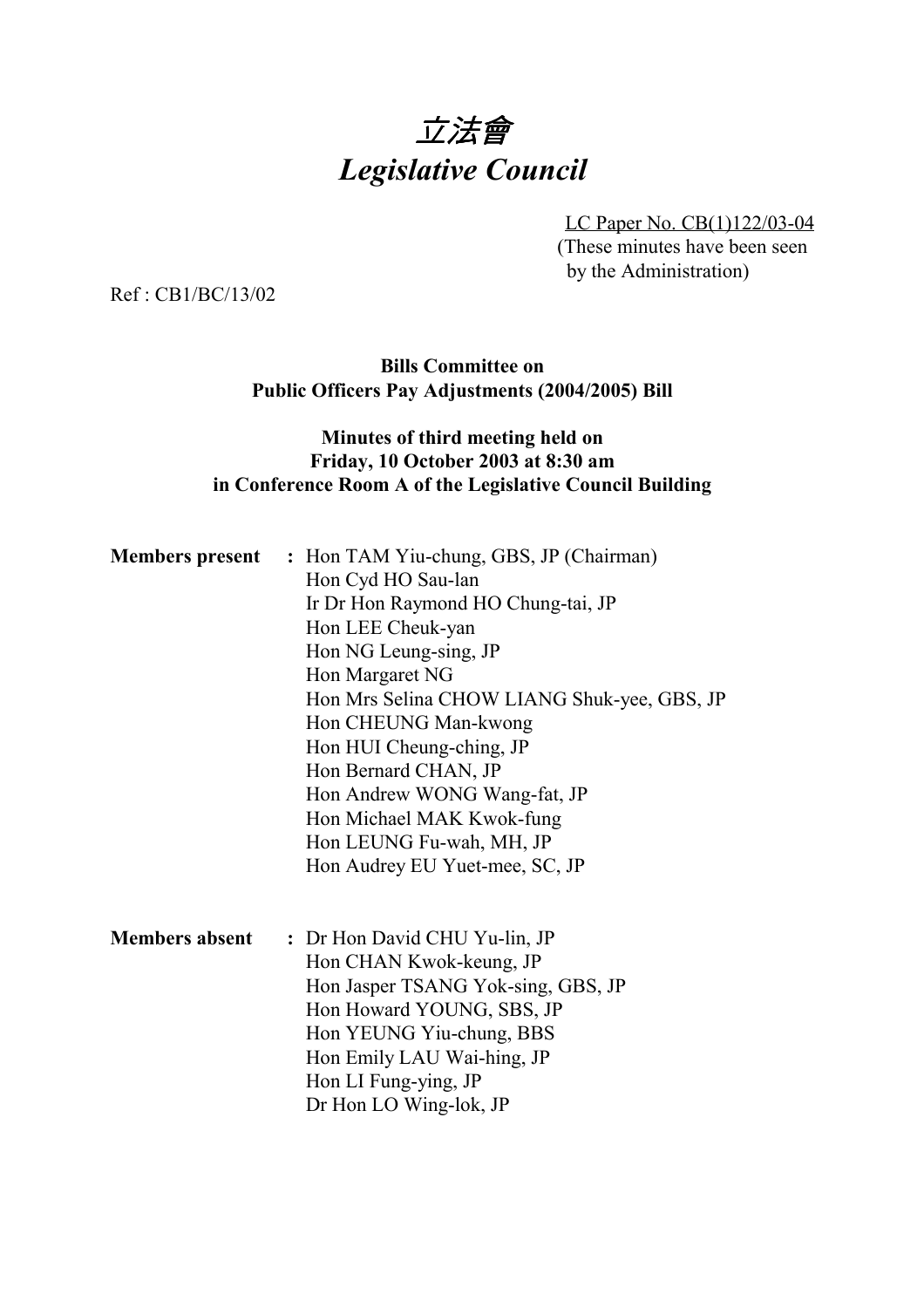# 立法會
# *Legislative Council*

LC Paper No. CB(1)122/03-04
(These minutes have been seen by the Administration)

Ref : CB1/BC/13/02

**Bills Committee on Public Officers Pay Adjustments (2004/2005) Bill**

**Minutes of third meeting held on Friday, 10 October 2003 at 8:30 am in Conference Room A of the Legislative Council Building**

**Members present** : Hon TAM Yiu-chung, GBS, JP (Chairman)
Hon Cyd HO Sau-lan
Ir Dr Hon Raymond HO Chung-tai, JP
Hon LEE Cheuk-yan
Hon NG Leung-sing, JP
Hon Margaret NG
Hon Mrs Selina CHOW LIANG Shuk-yee, GBS, JP
Hon CHEUNG Man-kwong
Hon HUI Cheung-ching, JP
Hon Bernard CHAN, JP
Hon Andrew WONG Wang-fat, JP
Hon Michael MAK Kwok-fung
Hon LEUNG Fu-wah, MH, JP
Hon Audrey EU Yuet-mee, SC, JP

**Members absent** : Dr Hon David CHU Yu-lin, JP
Hon CHAN Kwok-keung, JP
Hon Jasper TSANG Yok-sing, GBS, JP
Hon Howard YOUNG, SBS, JP
Hon YEUNG Yiu-chung, BBS
Hon Emily LAU Wai-hing, JP
Hon LI Fung-ying, JP
Dr Hon LO Wing-lok, JP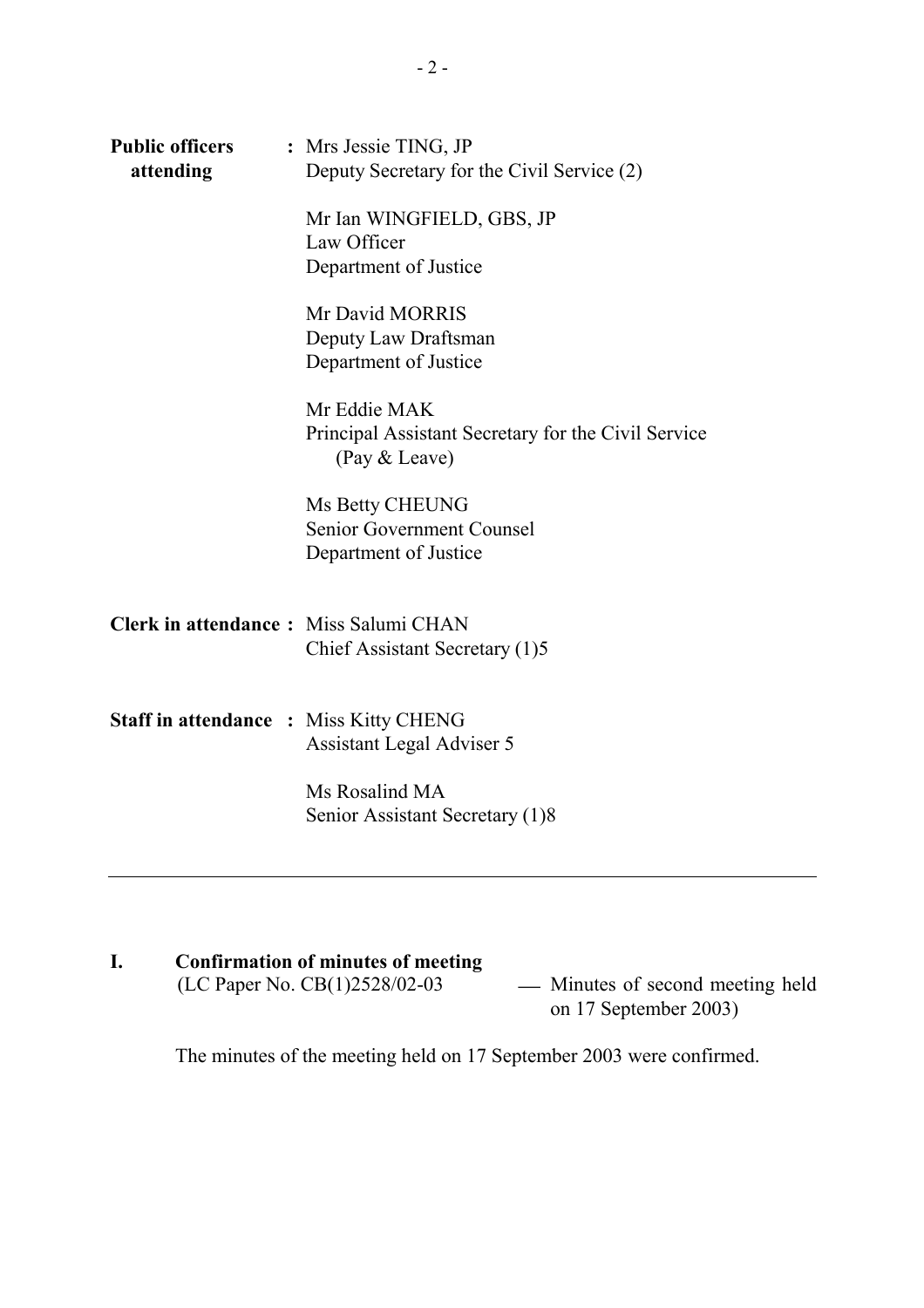**Public officers attending** : Mrs Jessie TING, JP
Deputy Secretary for the Civil Service (2)

Mr Ian WINGFIELD, GBS, JP
Law Officer
Department of Justice

Mr David MORRIS
Deputy Law Draftsman
Department of Justice

Mr Eddie MAK
Principal Assistant Secretary for the Civil Service (Pay & Leave)

Ms Betty CHEUNG
Senior Government Counsel
Department of Justice

**Clerk in attendance** : Miss Salumi CHAN
Chief Assistant Secretary (1)5

**Staff in attendance** : Miss Kitty CHENG
Assistant Legal Adviser 5

Ms Rosalind MA
Senior Assistant Secretary (1)8

---

## I. Confirmation of minutes of meeting

(LC Paper No. CB(1)2528/02-03 — Minutes of second meeting held on 17 September 2003)

The minutes of the meeting held on 17 September 2003 were confirmed.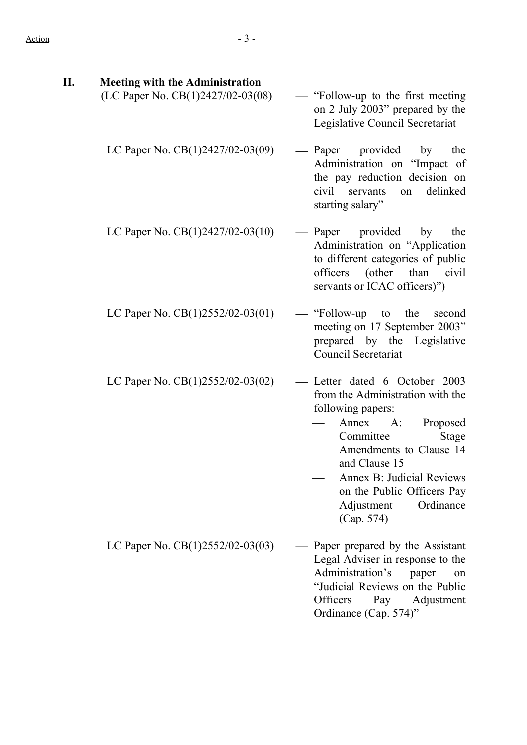## II. Meeting with the Administration

(LC Paper No. CB(1)2427/02-03(08) — "Follow-up to the first meeting on 2 July 2003" prepared by the Legislative Council Secretariat

LC Paper No. CB(1)2427/02-03(09) — Paper provided by the Administration on "Impact of the pay reduction decision on civil servants on delinked starting salary"

LC Paper No. CB(1)2427/02-03(10) — Paper provided by the Administration on "Application to different categories of public officers (other than civil servants or ICAC officers)")

LC Paper No. CB(1)2552/02-03(01) — "Follow-up to the second meeting on 17 September 2003" prepared by the Legislative Council Secretariat

LC Paper No. CB(1)2552/02-03(02) — Letter dated 6 October 2003 from the Administration with the following papers:

- Annex A: Proposed Committee Stage Amendments to Clause 14 and Clause 15
- Annex B: Judicial Reviews on the Public Officers Pay Adjustment Ordinance (Cap. 574)

LC Paper No. CB(1)2552/02-03(03) — Paper prepared by the Assistant Legal Adviser in response to the Administration's paper on "Judicial Reviews on the Public Officers Pay Adjustment Ordinance (Cap. 574)"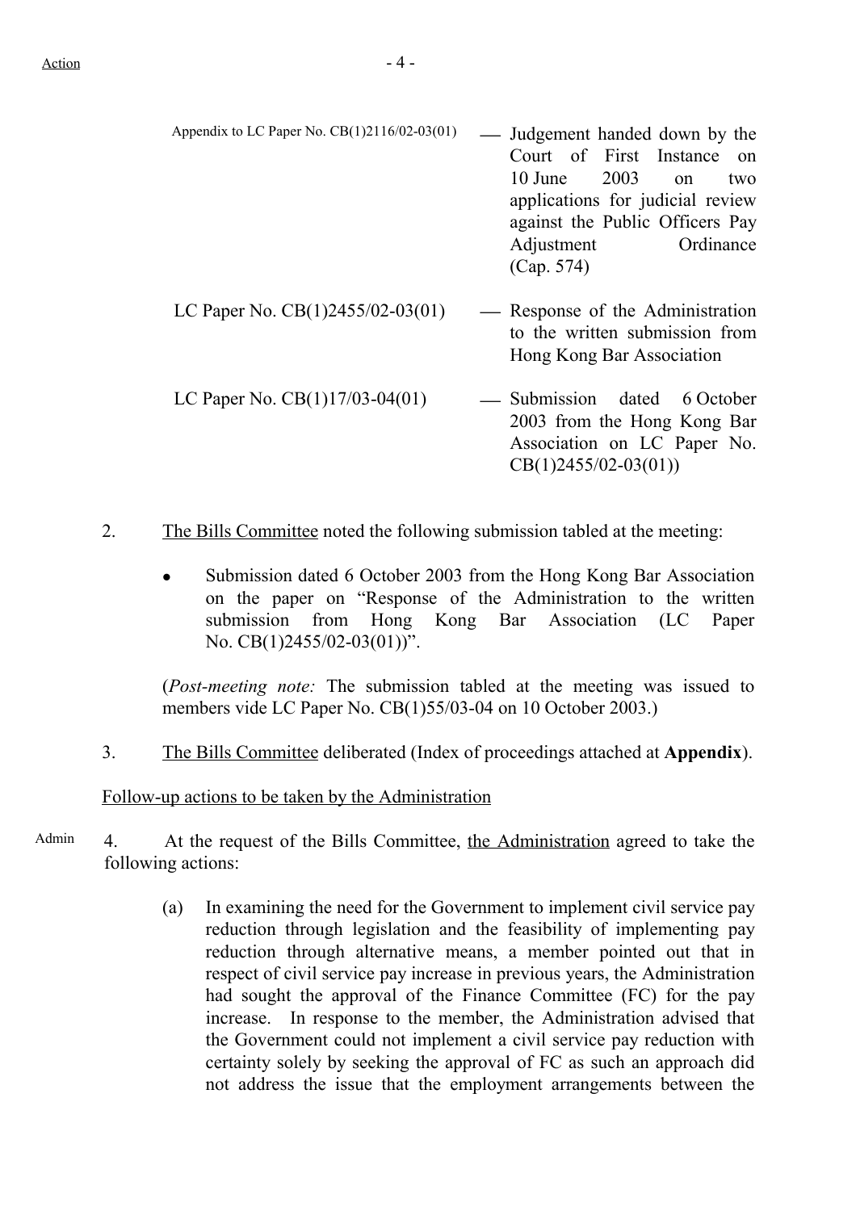| | | |
|---|---|---|
| Appendix to LC Paper No. CB(1)2116/02-03(01) | — | Judgement handed down by the Court of First Instance on 10 June 2003 on two applications for judicial review against the Public Officers Pay Adjustment Ordinance (Cap. 574) |
| LC Paper No. CB(1)2455/02-03(01) | — | Response of the Administration to the written submission from Hong Kong Bar Association |
| LC Paper No. CB(1)17/03-04(01) | — | Submission dated 6 October 2003 from the Hong Kong Bar Association on LC Paper No. CB(1)2455/02-03(01)) |

2. <u>The Bills Committee</u> noted the following submission tabled at the meeting:

- Submission dated 6 October 2003 from the Hong Kong Bar Association on the paper on "Response of the Administration to the written submission from Hong Kong Bar Association (LC Paper No. CB(1)2455/02-03(01))".

(*Post-meeting note:* The submission tabled at the meeting was issued to members vide LC Paper No. CB(1)55/03-04 on 10 October 2003.)

3. <u>The Bills Committee</u> deliberated (Index of proceedings attached at **Appendix**).

<u>Follow-up actions to be taken by the Administration</u>

Admin

4. At the request of the Bills Committee, <u>the Administration</u> agreed to take the following actions:

(a) In examining the need for the Government to implement civil service pay reduction through legislation and the feasibility of implementing pay reduction through alternative means, a member pointed out that in respect of civil service pay increase in previous years, the Administration had sought the approval of the Finance Committee (FC) for the pay increase. In response to the member, the Administration advised that the Government could not implement a civil service pay reduction with certainty solely by seeking the approval of FC as such an approach did not address the issue that the employment arrangements between the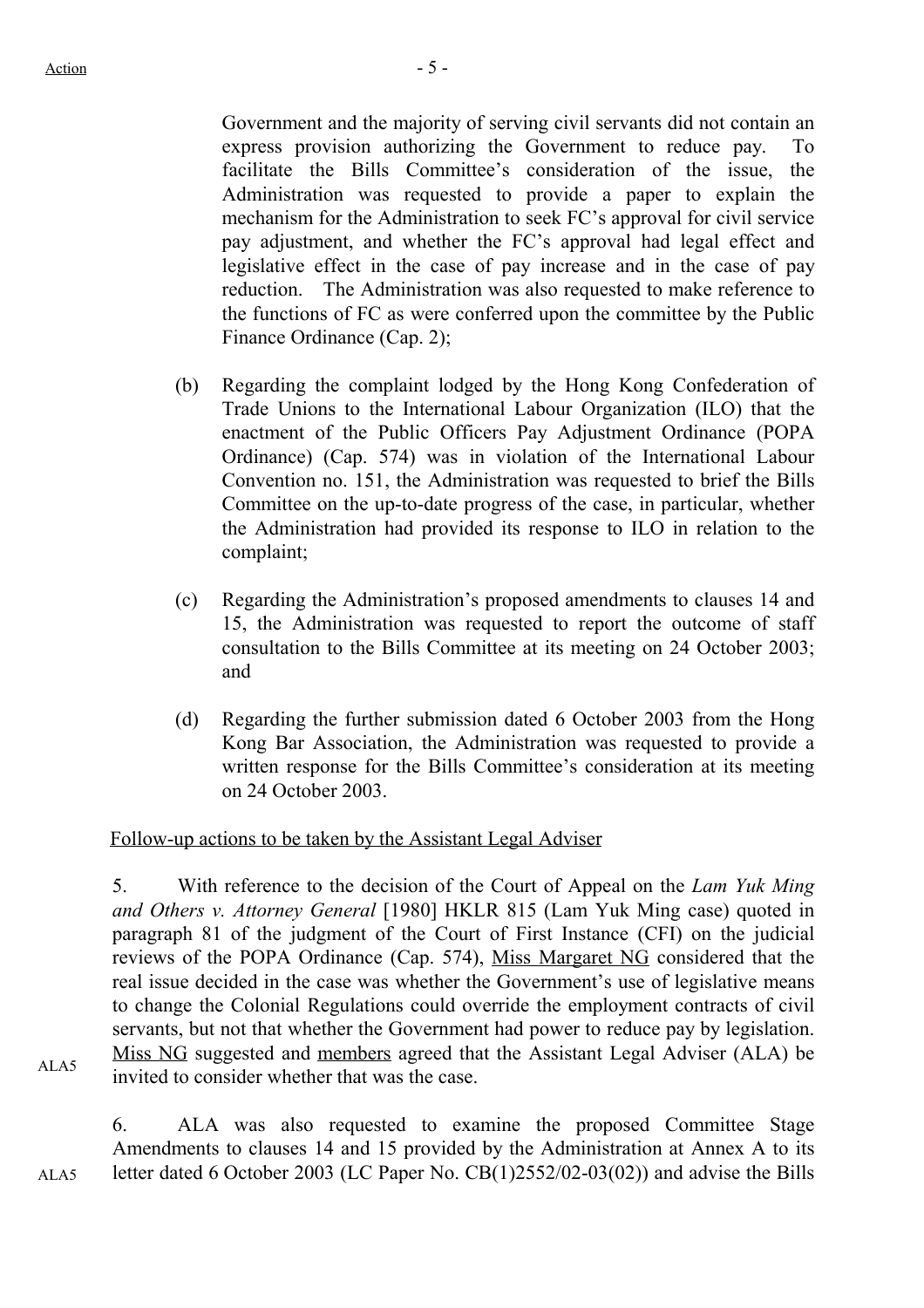Government and the majority of serving civil servants did not contain an express provision authorizing the Government to reduce pay. To facilitate the Bills Committee's consideration of the issue, the Administration was requested to provide a paper to explain the mechanism for the Administration to seek FC's approval for civil service pay adjustment, and whether the FC's approval had legal effect and legislative effect in the case of pay increase and in the case of pay reduction. The Administration was also requested to make reference to the functions of FC as were conferred upon the committee by the Public Finance Ordinance (Cap. 2);

(b) Regarding the complaint lodged by the Hong Kong Confederation of Trade Unions to the International Labour Organization (ILO) that the enactment of the Public Officers Pay Adjustment Ordinance (POPA Ordinance) (Cap. 574) was in violation of the International Labour Convention no. 151, the Administration was requested to brief the Bills Committee on the up-to-date progress of the case, in particular, whether the Administration had provided its response to ILO in relation to the complaint;

(c) Regarding the Administration's proposed amendments to clauses 14 and 15, the Administration was requested to report the outcome of staff consultation to the Bills Committee at its meeting on 24 October 2003; and

(d) Regarding the further submission dated 6 October 2003 from the Hong Kong Bar Association, the Administration was requested to provide a written response for the Bills Committee's consideration at its meeting on 24 October 2003.

<u>Follow-up actions to be taken by the Assistant Legal Adviser</u>

5. With reference to the decision of the Court of Appeal on the *Lam Yuk Ming and Others v. Attorney General* [1980] HKLR 815 (Lam Yuk Ming case) quoted in paragraph 81 of the judgment of the Court of First Instance (CFI) on the judicial reviews of the POPA Ordinance (Cap. 574), <u>Miss Margaret NG</u> considered that the real issue decided in the case was whether the Government's use of legislative means to change the Colonial Regulations could override the employment contracts of civil servants, but not that whether the Government had power to reduce pay by legislation. <u>Miss NG</u> suggested and <u>members</u> agreed that the Assistant Legal Adviser (ALA) be invited to consider whether that was the case.

ALA5

6. ALA was also requested to examine the proposed Committee Stage Amendments to clauses 14 and 15 provided by the Administration at Annex A to its letter dated 6 October 2003 (LC Paper No. CB(1)2552/02-03(02)) and advise the Bills

ALA5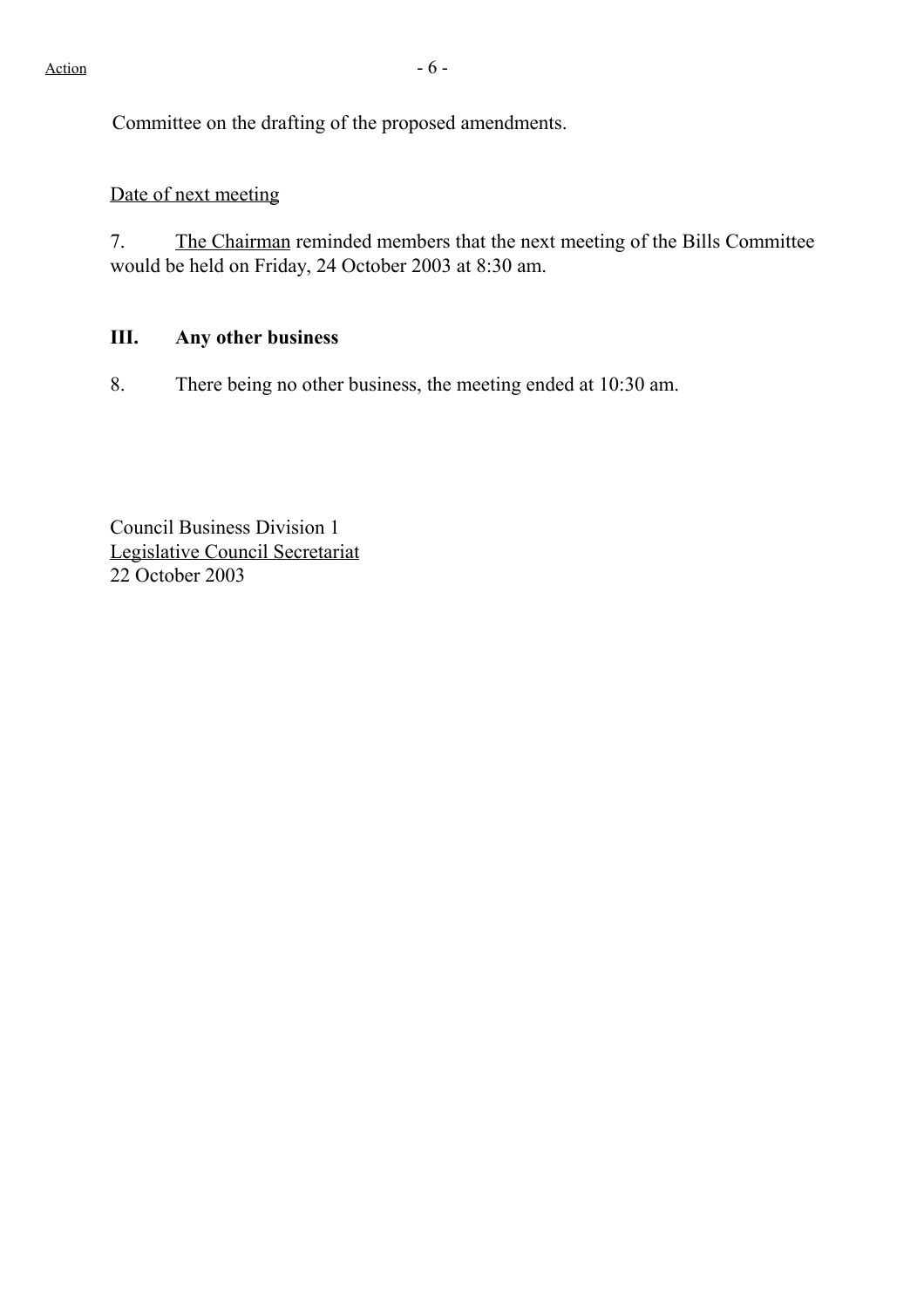Committee on the drafting of the proposed amendments.

Date of next meeting

7. The Chairman reminded members that the next meeting of the Bills Committee would be held on Friday, 24 October 2003 at 8:30 am.

## III. Any other business

8. There being no other business, the meeting ended at 10:30 am.

Council Business Division 1
Legislative Council Secretariat
22 October 2003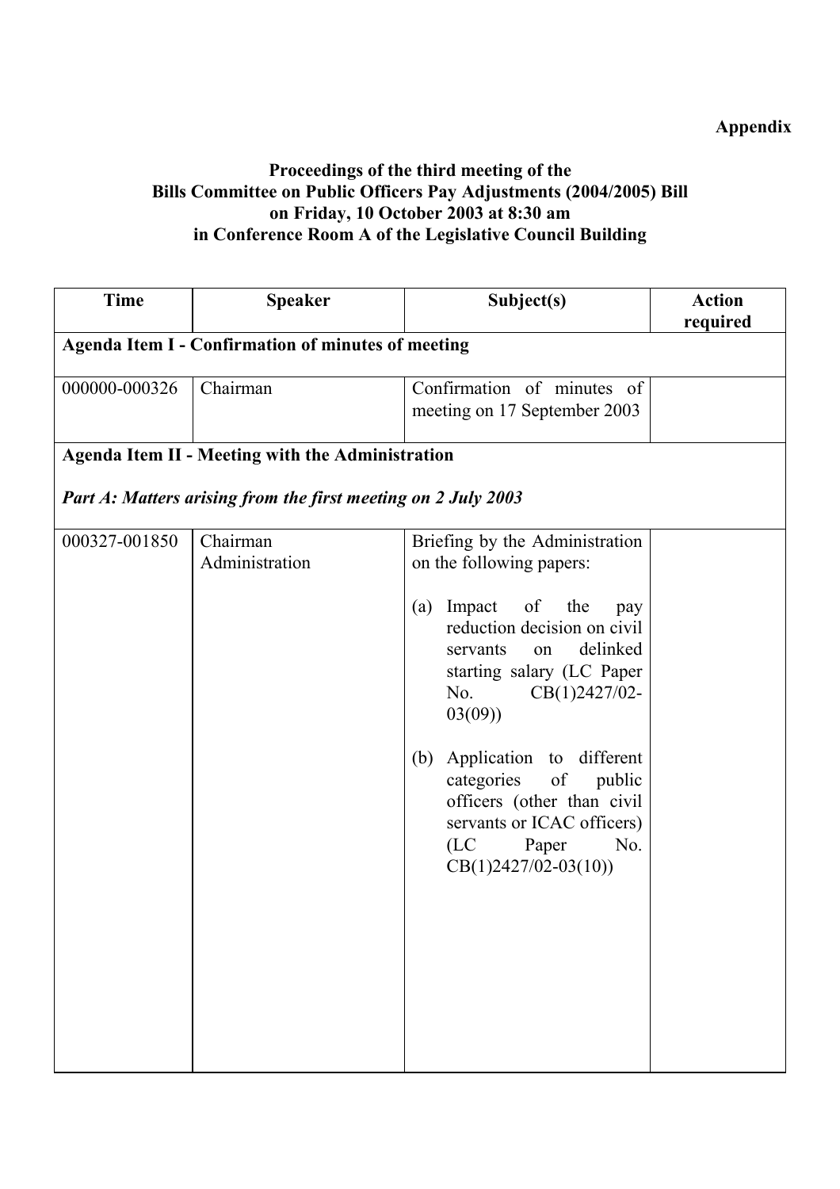**Appendix**

**Proceedings of the third meeting of the Bills Committee on Public Officers Pay Adjustments (2004/2005) Bill on Friday, 10 October 2003 at 8:30 am in Conference Room A of the Legislative Council Building**

| Time | Speaker | Subject(s) | Action required |
|---|---|---|---|
| **Agenda Item I - Confirmation of minutes of meeting** | | | |
| 000000-000326 | Chairman | Confirmation of minutes of meeting on 17 September 2003 | |
| **Agenda Item II - Meeting with the Administration**<br><br>***Part A: Matters arising from the first meeting on 2 July 2003*** | | | |
| 000327-001850 | Chairman<br>Administration | Briefing by the Administration on the following papers:<br><br>(a) Impact of the pay reduction decision on civil servants on delinked starting salary (LC Paper No. CB(1)2427/02-03(09))<br><br>(b) Application to different categories of public officers (other than civil servants or ICAC officers) (LC Paper No. CB(1)2427/02-03(10)) | |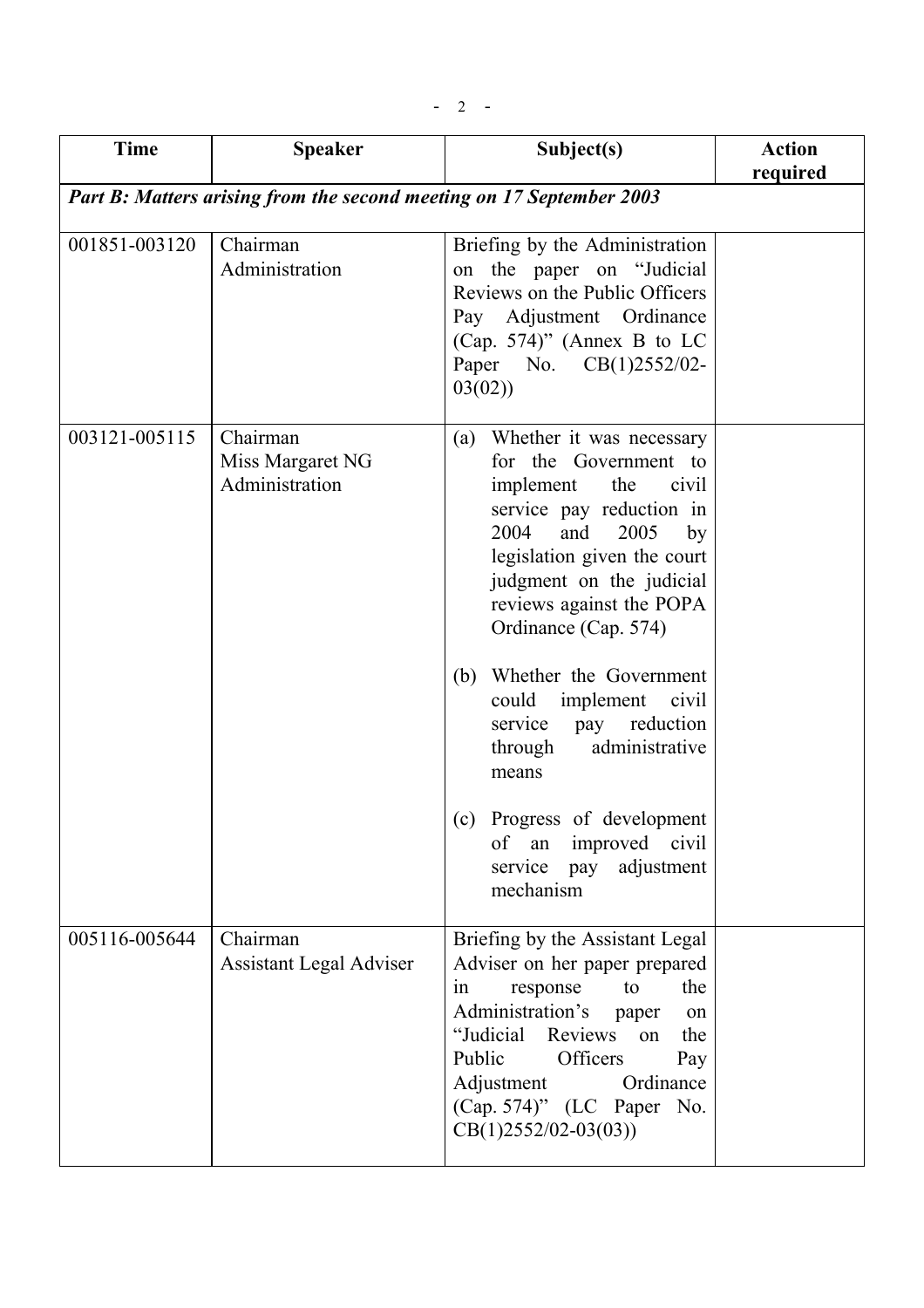| Time | Speaker | Subject(s) | Action required |
|---|---|---|---|
| ***Part B: Matters arising from the second meeting on 17 September 2003*** | | | |
| 001851-003120 | Chairman<br>Administration | Briefing by the Administration on the paper on "Judicial Reviews on the Public Officers Pay Adjustment Ordinance (Cap. 574)" (Annex B to LC Paper No. CB(1)2552/02-03(02)) | |
| 003121-005115 | Chairman<br>Miss Margaret NG<br>Administration | (a) Whether it was necessary for the Government to implement the civil service pay reduction in 2004 and 2005 by legislation given the court judgment on the judicial reviews against the POPA Ordinance (Cap. 574)<br><br>(b) Whether the Government could implement civil service pay reduction through administrative means<br><br>(c) Progress of development of an improved civil service pay adjustment mechanism | |
| 005116-005644 | Chairman<br>Assistant Legal Adviser | Briefing by the Assistant Legal Adviser on her paper prepared in response to the Administration's paper on "Judicial Reviews on the Public Officers Pay Adjustment Ordinance (Cap. 574)" (LC Paper No. CB(1)2552/02-03(03)) | |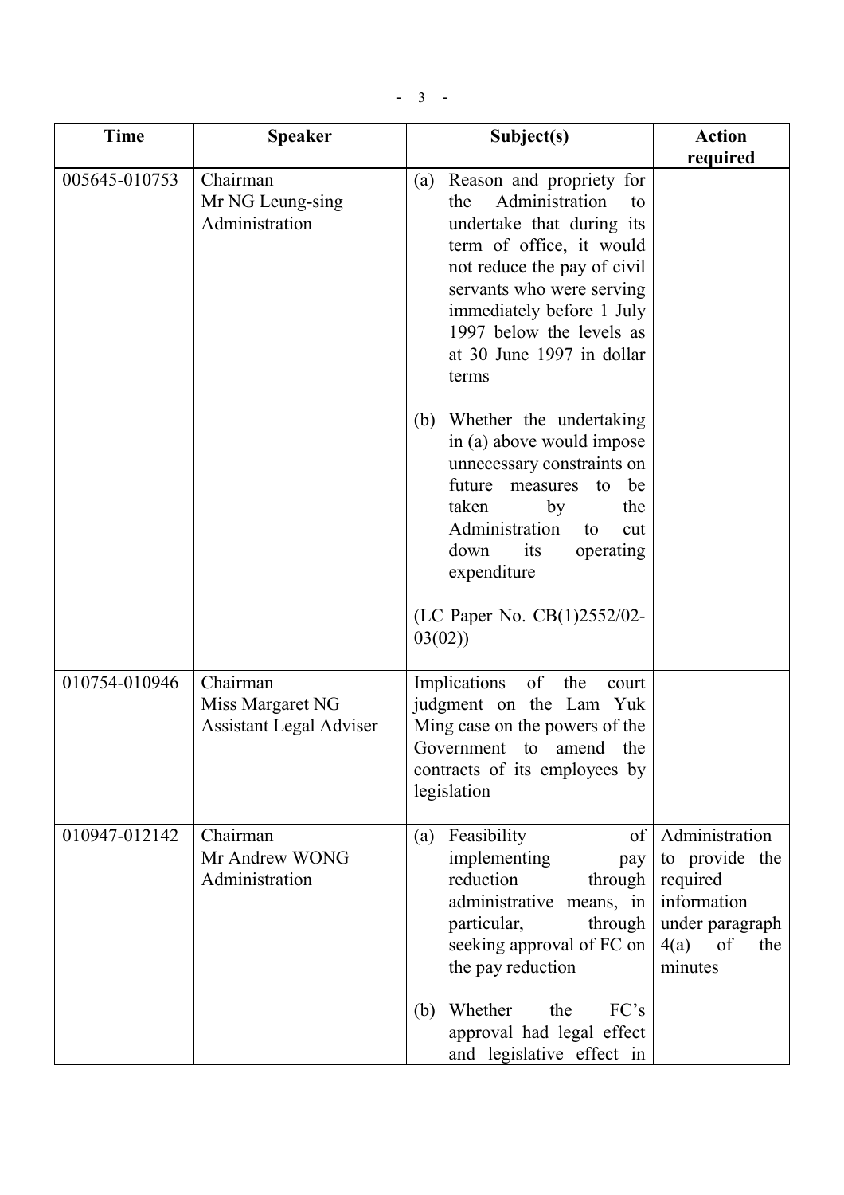| Time | Speaker | Subject(s) | Action required |
|---|---|---|---|
| 005645-010753 | Chairman<br>Mr NG Leung-sing<br>Administration | (a) Reason and propriety for the Administration to undertake that during its term of office, it would not reduce the pay of civil servants who were serving immediately before 1 July 1997 below the levels as at 30 June 1997 in dollar terms<br><br>(b) Whether the undertaking in (a) above would impose unnecessary constraints on future measures to be taken by the Administration to cut down its operating expenditure<br><br>(LC Paper No. CB(1)2552/02-03(02)) | |
| 010754-010946 | Chairman<br>Miss Margaret NG<br>Assistant Legal Adviser | Implications of the court judgment on the Lam Yuk Ming case on the powers of the Government to amend the contracts of its employees by legislation | |
| 010947-012142 | Chairman<br>Mr Andrew WONG<br>Administration | (a) Feasibility of implementing pay reduction through administrative means, in particular, through seeking approval of FC on the pay reduction<br><br>(b) Whether the FC's approval had legal effect and legislative effect in | Administration to provide the required information under paragraph 4(a) of the minutes |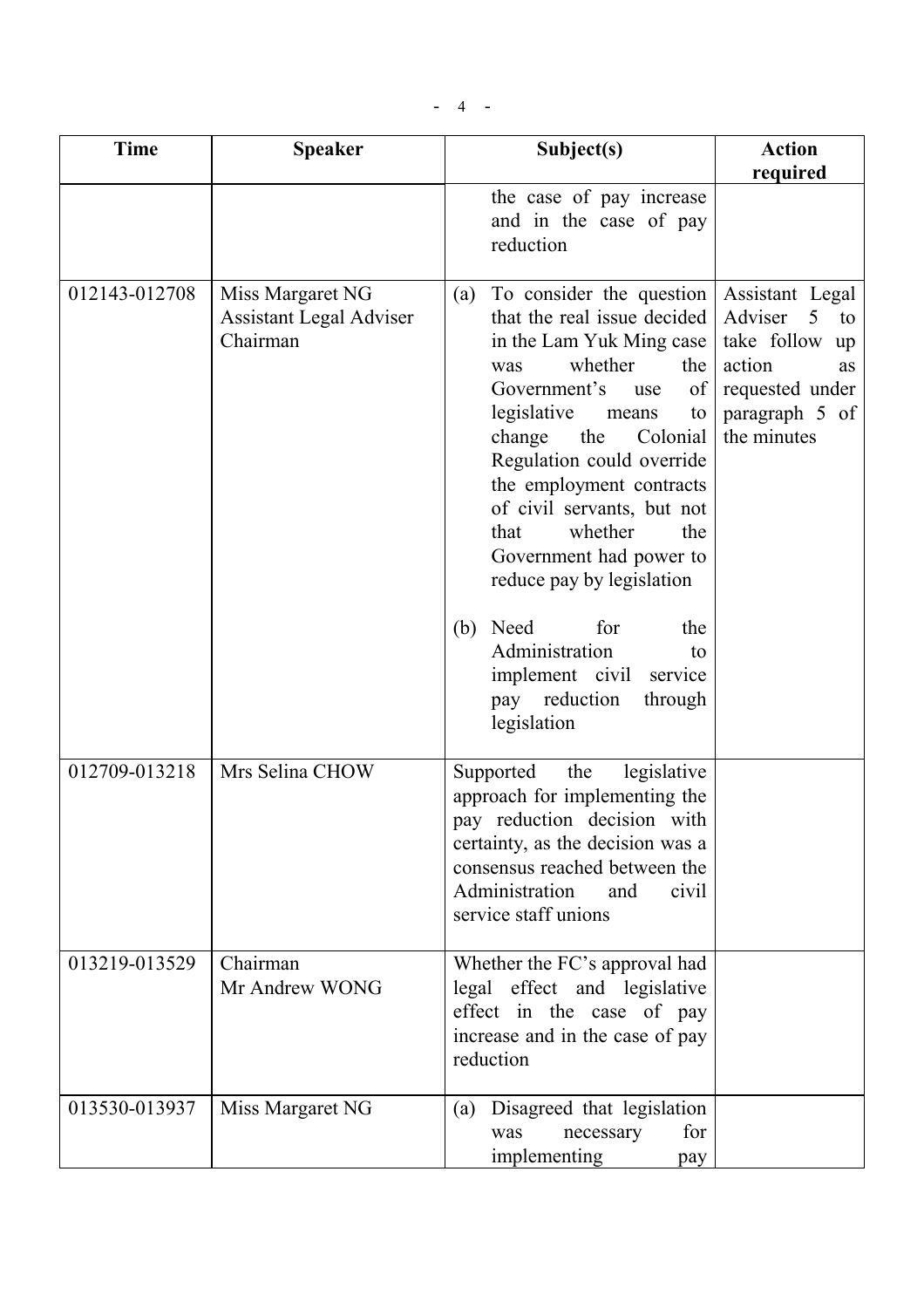| Time | Speaker | Subject(s) | Action required |
|---|---|---|---|
| | | the case of pay increase and in the case of pay reduction | |
| 012143-012708 | Miss Margaret NG<br>Assistant Legal Adviser<br>Chairman | (a) To consider the question that the real issue decided in the Lam Yuk Ming case was whether the Government's use of legislative means to change the Colonial Regulation could override the employment contracts of civil servants, but not that whether the Government had power to reduce pay by legislation<br><br>(b) Need for the Administration to implement civil service pay reduction through legislation | Assistant Legal Adviser 5 to take follow up action as requested under paragraph 5 of the minutes |
| 012709-013218 | Mrs Selina CHOW | Supported the legislative approach for implementing the pay reduction decision with certainty, as the decision was a consensus reached between the Administration and civil service staff unions | |
| 013219-013529 | Chairman<br>Mr Andrew WONG | Whether the FC's approval had legal effect and legislative effect in the case of pay increase and in the case of pay reduction | |
| 013530-013937 | Miss Margaret NG | (a) Disagreed that legislation was necessary for implementing pay | |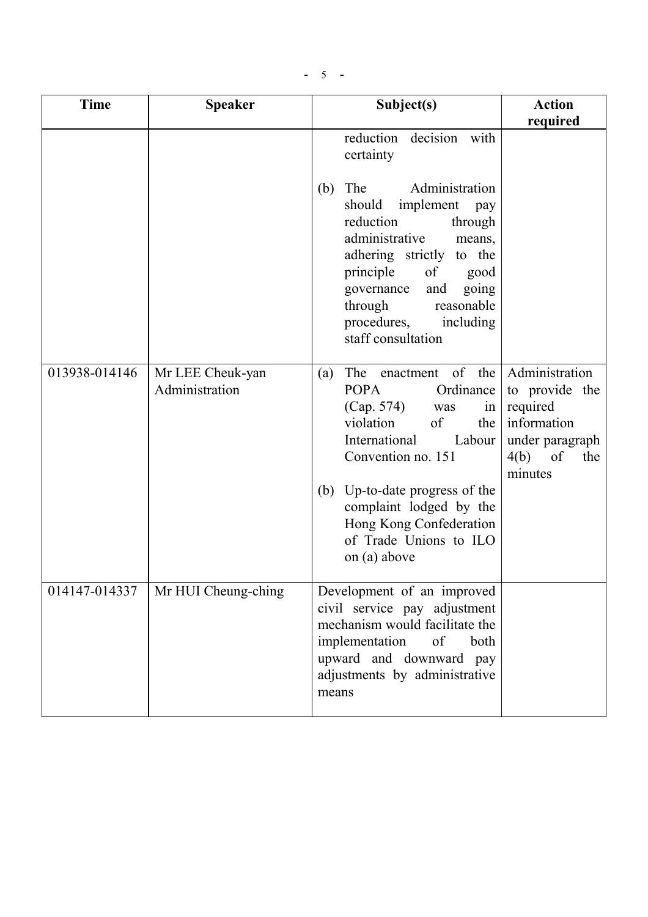| Time | Speaker | Subject(s) | Action required |
|---|---|---|---|
| | | reduction decision with certainty<br><br>(b) The Administration should implement pay reduction through administrative means, adhering strictly to the principle of good governance and going through reasonable procedures, including staff consultation | |
| 013938-014146 | Mr LEE Cheuk-yan<br>Administration | (a) The enactment of the POPA Ordinance (Cap. 574) was in violation of the International Labour Convention no. 151<br><br>(b) Up-to-date progress of the complaint lodged by the Hong Kong Confederation of Trade Unions to ILO on (a) above | Administration to provide the required information under paragraph 4(b) of the minutes |
| 014147-014337 | Mr HUI Cheung-ching | Development of an improved civil service pay adjustment mechanism would facilitate the implementation of both upward and downward pay adjustments by administrative means | |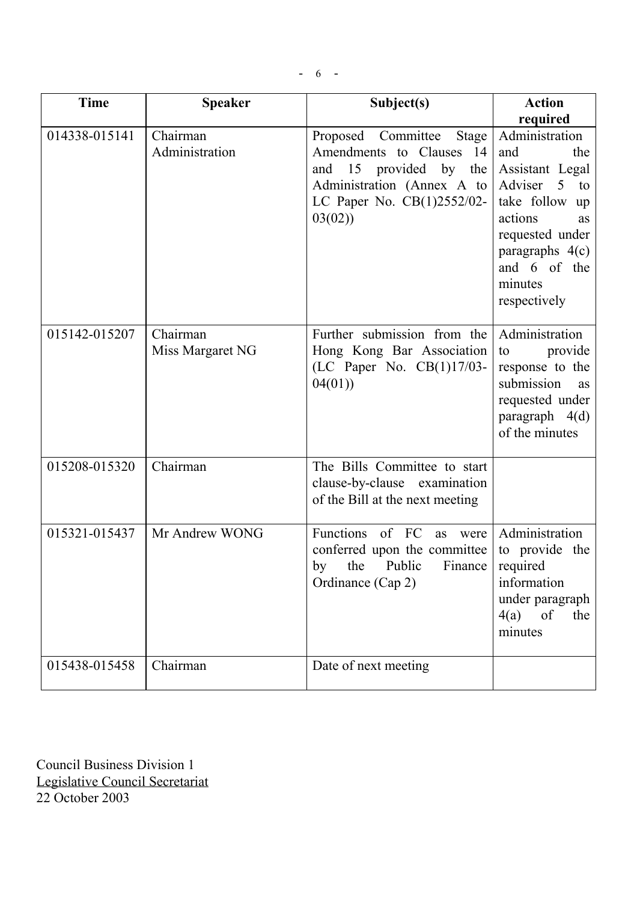| Time | Speaker | Subject(s) | Action required |
|---|---|---|---|
| 014338-015141 | Chairman<br>Administration | Proposed Committee Stage Amendments to Clauses 14 and 15 provided by the Administration (Annex A to LC Paper No. CB(1)2552/02-03(02)) | Administration and the Assistant Legal Adviser 5 to take follow up actions as requested under paragraphs 4(c) and 6 of the minutes respectively |
| 015142-015207 | Chairman<br>Miss Margaret NG | Further submission from the Hong Kong Bar Association (LC Paper No. CB(1)17/03-04(01)) | Administration to provide response to the submission as requested under paragraph 4(d) of the minutes |
| 015208-015320 | Chairman | The Bills Committee to start clause-by-clause examination of the Bill at the next meeting | |
| 015321-015437 | Mr Andrew WONG | Functions of FC as were conferred upon the committee by the Public Finance Ordinance (Cap 2) | Administration to provide the required information under paragraph 4(a) of the minutes |
| 015438-015458 | Chairman | Date of next meeting | |

Council Business Division 1
Legislative Council Secretariat
22 October 2003